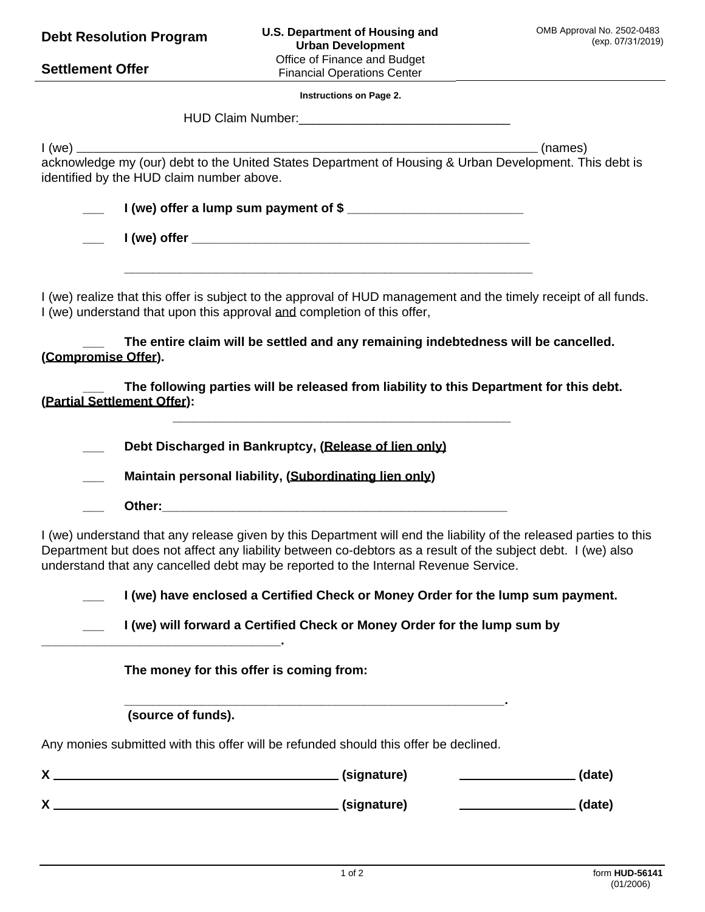**Debt Resolution Program**

**Settlement Offer**

**U.S. Department of Housing and Urban Development**
Office of Finance and Budget
Financial Operations Center

OMB Approval No. 2502-0483
(exp. 07/31/2019)

**Instructions on Page 2.**

HUD Claim Number:______________________________

I (we) ______________________________________________________________ (names) acknowledge my (our) debt to the United States Department of Housing & Urban Development. This debt is identified by the HUD claim number above.

___ **I (we) offer a lump sum payment of $ _________________________**

___ **I (we) offer __________________________________________________**

**__________________________________________________________**

I (we) realize that this offer is subject to the approval of HUD management and the timely receipt of all funds. I (we) understand that upon this approval and completion of this offer,

___ **The entire claim will be settled and any remaining indebtedness will be cancelled. (Compromise Offer).**

___ **The following parties will be released from liability to this Department for this debt. (Partial Settlement Offer):**

**__________________________________________________**

___ **Debt Discharged in Bankruptcy, (Release of lien only)**

___ **Maintain personal liability, (Subordinating lien only)**

___ **Other:__________________________________________________**

I (we) understand that any release given by this Department will end the liability of the released parties to this Department but does not affect any liability between co-debtors as a result of the subject debt. I (we) also understand that any cancelled debt may be reported to the Internal Revenue Service.

___ **I (we) have enclosed a Certified Check or Money Order for the lump sum payment.**

___ **I (we) will forward a Certified Check or Money Order for the lump sum by ____________________________________.**

**The money for this offer is coming from:**

**________________________________________________________.**
**(source of funds).**

Any monies submitted with this offer will be refunded should this offer be declined.

**X** ________________________________________ **(signature)** ________________ **(date)**

**X** ________________________________________ **(signature)** ________________ **(date)**

form **HUD-56141**
(01/2006)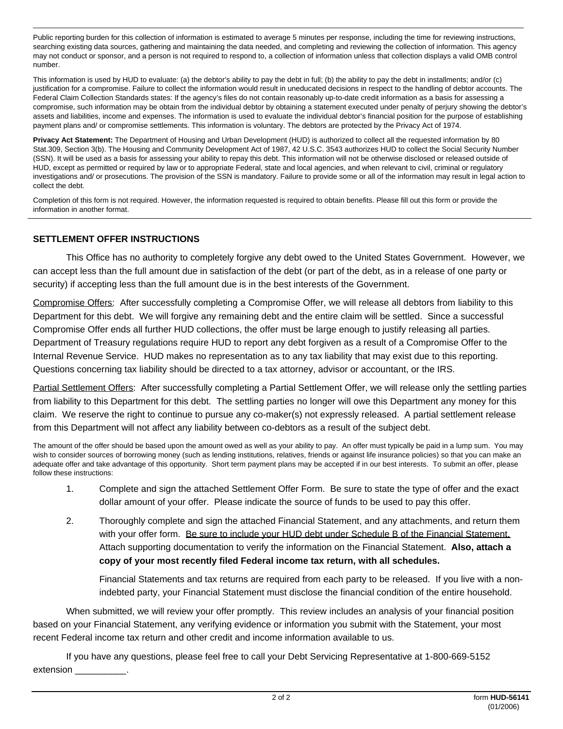Public reporting burden for this collection of information is estimated to average 5 minutes per response, including the time for reviewing instructions, searching existing data sources, gathering and maintaining the data needed, and completing and reviewing the collection of information. This agency may not conduct or sponsor, and a person is not required to respond to, a collection of information unless that collection displays a valid OMB control number.

This information is used by HUD to evaluate: (a) the debtor's ability to pay the debt in full; (b) the ability to pay the debt in installments; and/or (c) justification for a compromise. Failure to collect the information would result in uneducated decisions in respect to the handling of debtor accounts. The Federal Claim Collection Standards states: If the agency's files do not contain reasonably up-to-date credit information as a basis for assessing a compromise, such information may be obtain from the individual debtor by obtaining a statement executed under penalty of perjury showing the debtor's assets and liabilities, income and expenses. The information is used to evaluate the individual debtor's financial position for the purpose of establishing payment plans and/ or compromise settlements. This information is voluntary. The debtors are protected by the Privacy Act of 1974.

**Privacy Act Statement:** The Department of Housing and Urban Development (HUD) is authorized to collect all the requested information by 80 Stat.309, Section 3(b). The Housing and Community Development Act of 1987, 42 U.S.C. 3543 authorizes HUD to collect the Social Security Number (SSN). It will be used as a basis for assessing your ability to repay this debt. This information will not be otherwise disclosed or released outside of HUD, except as permitted or required by law or to appropriate Federal, state and local agencies, and when relevant to civil, criminal or regulatory investigations and/ or prosecutions. The provision of the SSN is mandatory. Failure to provide some or all of the information may result in legal action to collect the debt.

Completion of this form is not required. However, the information requested is required to obtain benefits. Please fill out this form or provide the information in another format.

## SETTLEMENT OFFER INSTRUCTIONS

This Office has no authority to completely forgive any debt owed to the United States Government. However, we can accept less than the full amount due in satisfaction of the debt (or part of the debt, as in a release of one party or security) if accepting less than the full amount due is in the best interests of the Government.

Compromise Offers: After successfully completing a Compromise Offer, we will release all debtors from liability to this Department for this debt. We will forgive any remaining debt and the entire claim will be settled. Since a successful Compromise Offer ends all further HUD collections, the offer must be large enough to justify releasing all parties. Department of Treasury regulations require HUD to report any debt forgiven as a result of a Compromise Offer to the Internal Revenue Service. HUD makes no representation as to any tax liability that may exist due to this reporting. Questions concerning tax liability should be directed to a tax attorney, advisor or accountant, or the IRS.

Partial Settlement Offers: After successfully completing a Partial Settlement Offer, we will release only the settling parties from liability to this Department for this debt. The settling parties no longer will owe this Department any money for this claim. We reserve the right to continue to pursue any co-maker(s) not expressly released. A partial settlement release from this Department will not affect any liability between co-debtors as a result of the subject debt.

The amount of the offer should be based upon the amount owed as well as your ability to pay. An offer must typically be paid in a lump sum. You may wish to consider sources of borrowing money (such as lending institutions, relatives, friends or against life insurance policies) so that you can make an adequate offer and take advantage of this opportunity. Short term payment plans may be accepted if in our best interests. To submit an offer, please follow these instructions:

1. Complete and sign the attached Settlement Offer Form. Be sure to state the type of offer and the exact dollar amount of your offer. Please indicate the source of funds to be used to pay this offer.

2. Thoroughly complete and sign the attached Financial Statement, and any attachments, and return them with your offer form. Be sure to include your HUD debt under Schedule B of the Financial Statement. Attach supporting documentation to verify the information on the Financial Statement. **Also, attach a copy of your most recently filed Federal income tax return, with all schedules.**

   Financial Statements and tax returns are required from each party to be released. If you live with a non-indebted party, your Financial Statement must disclose the financial condition of the entire household.

When submitted, we will review your offer promptly. This review includes an analysis of your financial position based on your Financial Statement, any verifying evidence or information you submit with the Statement, your most recent Federal income tax return and other credit and income information available to us.

If you have any questions, please feel free to call your Debt Servicing Representative at 1-800-669-5152 extension __________.

form **HUD-56141** (01/2006)